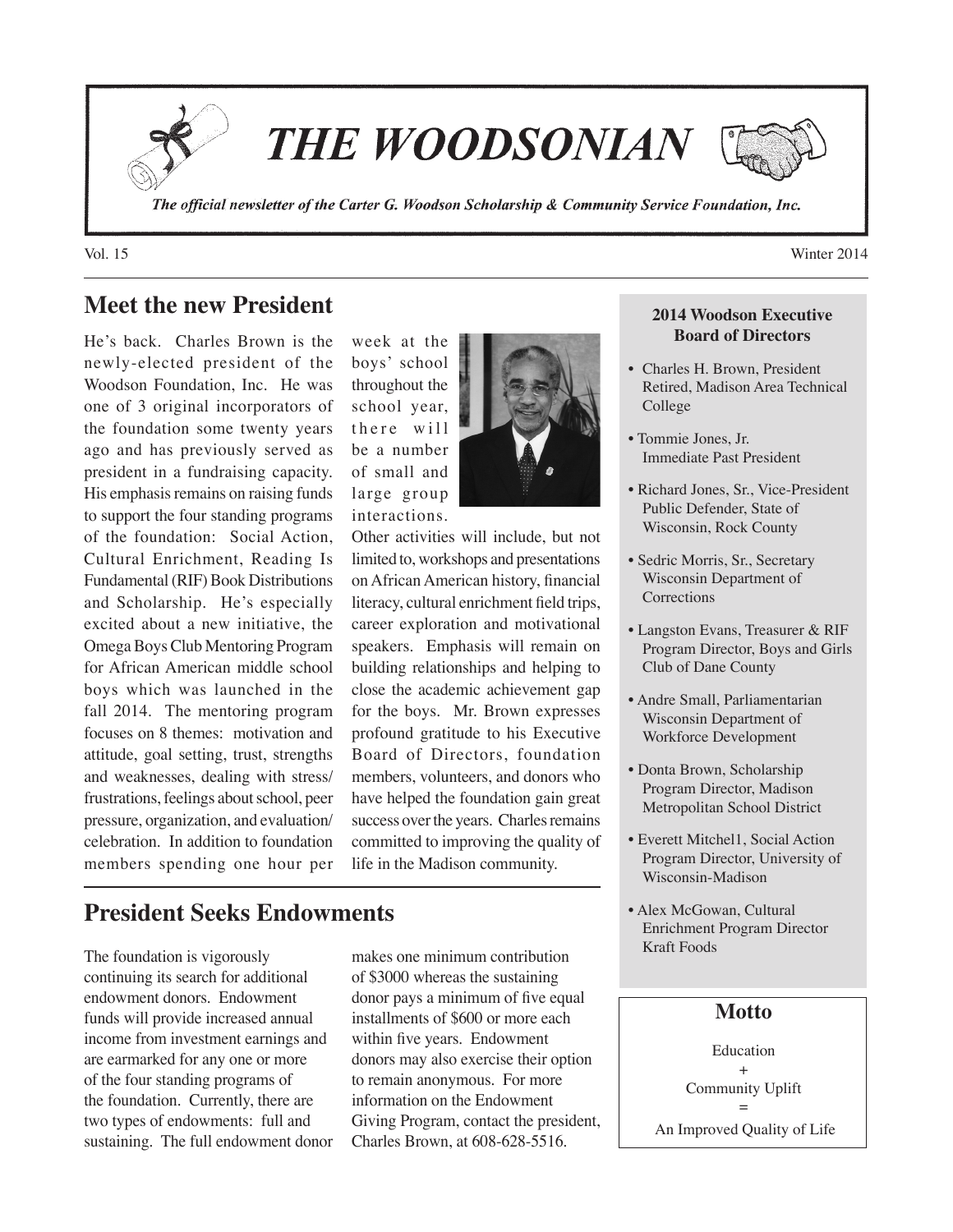# THE WOODSONIAN

*The official newsletter of the Carter G. Woodson Scholarship & Community Service Foundation, Inc.*

Vol. 15 Winter 2014

## Meet the new President

He's back. Charles Brown is the newly-elected president of the Woodson Foundation, Inc. He was one of 3 original incorporators of the foundation some twenty years ago and has previously served as president in a fundraising capacity. His emphasis remains on raising funds to support the four standing programs of the foundation: Social Action, Cultural Enrichment, Reading Is Fundamental (RIF) Book Distributions and Scholarship. He's especially excited about a new initiative, the Omega Boys Club Mentoring Program for African American middle school boys which was launched in the fall 2014. The mentoring program focuses on 8 themes: motivation and attitude, goal setting, trust, strengths and weaknesses, dealing with stress/frustrations, feelings about school, peer pressure, organization, and evaluation/celebration. In addition to foundation members spending one hour per week at the boys' school throughout the school year, there will be a number of small and large group interactions. Other activities will include, but not limited to, workshops and presentations on African American history, financial literacy, cultural enrichment field trips, career exploration and motivational speakers. Emphasis will remain on building relationships and helping to close the academic achievement gap for the boys. Mr. Brown expresses profound gratitude to his Executive Board of Directors, foundation members, volunteers, and donors who have helped the foundation gain great success over the years. Charles remains committed to improving the quality of life in the Madison community.

## President Seeks Endowments

The foundation is vigorously continuing its search for additional endowment donors. Endowment funds will provide increased annual income from investment earnings and are earmarked for any one or more of the four standing programs of the foundation. Currently, there are two types of endowments: full and sustaining. The full endowment donor makes one minimum contribution of $3000 whereas the sustaining donor pays a minimum of five equal installments of $600 or more each within five years. Endowment donors may also exercise their option to remain anonymous. For more information on the Endowment Giving Program, contact the president, Charles Brown, at 608-628-5516.

**2014 Woodson Executive Board of Directors**

- Charles H. Brown, President
  Retired, Madison Area Technical College
- Tommie Jones, Jr.
  Immediate Past President
- Richard Jones, Sr., Vice-President
  Public Defender, State of Wisconsin, Rock County
- Sedric Morris, Sr., Secretary
  Wisconsin Department of Corrections
- Langston Evans, Treasurer & RIF Program Director, Boys and Girls Club of Dane County
- Andre Small, Parliamentarian
  Wisconsin Department of Workforce Development
- Donta Brown, Scholarship Program Director, Madison Metropolitan School District
- Everett Mitchel1, Social Action Program Director, University of Wisconsin-Madison
- Alex McGowan, Cultural Enrichment Program Director
  Kraft Foods

## Motto

Education
+
Community Uplift
=
An Improved Quality of Life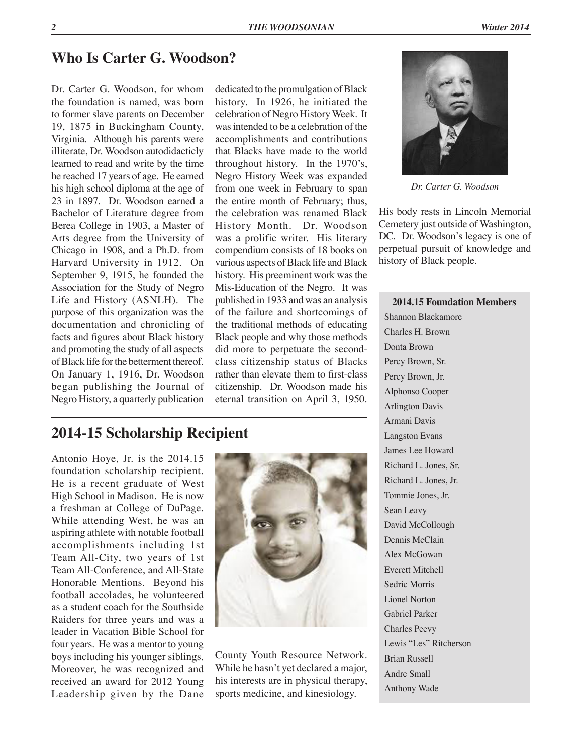## Who Is Carter G. Woodson?

Dr. Carter G. Woodson, for whom the foundation is named, was born to former slave parents on December 19, 1875 in Buckingham County, Virginia. Although his parents were illiterate, Dr. Woodson autodidacticly learned to read and write by the time he reached 17 years of age. He earned his high school diploma at the age of 23 in 1897. Dr. Woodson earned a Bachelor of Literature degree from Berea College in 1903, a Master of Arts degree from the University of Chicago in 1908, and a Ph.D. from Harvard University in 1912. On September 9, 1915, he founded the Association for the Study of Negro Life and History (ASNLH). The purpose of this organization was the documentation and chronicling of facts and figures about Black history and promoting the study of all aspects of Black life for the betterment thereof. On January 1, 1916, Dr. Woodson began publishing the Journal of Negro History, a quarterly publication dedicated to the promulgation of Black history. In 1926, he initiated the celebration of Negro History Week. It was intended to be a celebration of the accomplishments and contributions that Blacks have made to the world throughout history. In the 1970's, Negro History Week was expanded from one week in February to span the entire month of February; thus, the celebration was renamed Black History Month. Dr. Woodson was a prolific writer. His literary compendium consists of 18 books on various aspects of Black life and Black history. His preeminent work was the Mis-Education of the Negro. It was published in 1933 and was an analysis of the failure and shortcomings of the traditional methods of educating Black people and why those methods did more to perpetuate the second-class citizenship status of Blacks rather than elevate them to first-class citizenship. Dr. Woodson made his eternal transition on April 3, 1950. His body rests in Lincoln Memorial Cemetery just outside of Washington, DC. Dr. Woodson's legacy is one of perpetual pursuit of knowledge and history of Black people.

*Dr. Carter G. Woodson*

## 2014-15 Scholarship Recipient

Antonio Hoye, Jr. is the 2014.15 foundation scholarship recipient. He is a recent graduate of West High School in Madison. He is now a freshman at College of DuPage. While attending West, he was an aspiring athlete with notable football accomplishments including 1st Team All-City, two years of 1st Team All-Conference, and All-State Honorable Mentions. Beyond his football accolades, he volunteered as a student coach for the Southside Raiders for three years and was a leader in Vacation Bible School for four years. He was a mentor to young boys including his younger siblings. Moreover, he was recognized and received an award for 2012 Young Leadership given by the Dane County Youth Resource Network. While he hasn't yet declared a major, his interests are in physical therapy, sports medicine, and kinesiology.

### 2014.15 Foundation Members

Shannon Blackamore
Charles H. Brown
Donta Brown
Percy Brown, Sr.
Percy Brown, Jr.
Alphonso Cooper
Arlington Davis
Armani Davis
Langston Evans
James Lee Howard
Richard L. Jones, Sr.
Richard L. Jones, Jr.
Tommie Jones, Jr.
Sean Leavy
David McCollough
Dennis McClain
Alex McGowan
Everett Mitchell
Sedric Morris
Lionel Norton
Gabriel Parker
Charles Peevy
Lewis "Les" Ritcherson
Brian Russell
Andre Small
Anthony Wade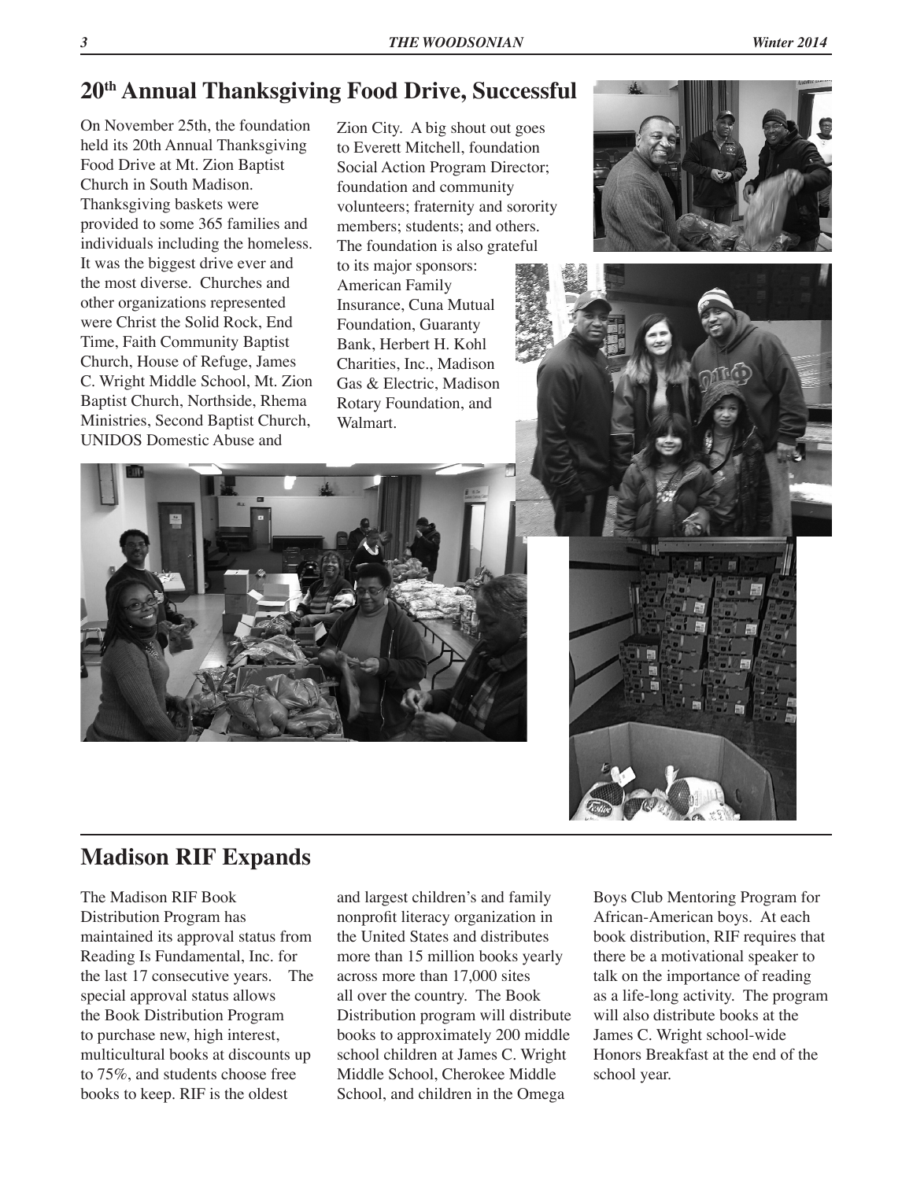## 20th Annual Thanksgiving Food Drive, Successful

On November 25th, the foundation held its 20th Annual Thanksgiving Food Drive at Mt. Zion Baptist Church in South Madison. Thanksgiving baskets were provided to some 365 families and individuals including the homeless. It was the biggest drive ever and the most diverse. Churches and other organizations represented were Christ the Solid Rock, End Time, Faith Community Baptist Church, House of Refuge, James C. Wright Middle School, Mt. Zion Baptist Church, Northside, Rhema Ministries, Second Baptist Church, UNIDOS Domestic Abuse and Zion City. A big shout out goes to Everett Mitchell, foundation Social Action Program Director; foundation and community volunteers; fraternity and sorority members; students; and others. The foundation is also grateful to its major sponsors: American Family Insurance, Cuna Mutual Foundation, Guaranty Bank, Herbert H. Kohl Charities, Inc., Madison Gas & Electric, Madison Rotary Foundation, and Walmart.

## Madison RIF Expands

The Madison RIF Book Distribution Program has maintained its approval status from Reading Is Fundamental, Inc. for the last 17 consecutive years. The special approval status allows the Book Distribution Program to purchase new, high interest, multicultural books at discounts up to 75%, and students choose free books to keep. RIF is the oldest and largest children's and family nonprofit literacy organization in the United States and distributes more than 15 million books yearly across more than 17,000 sites all over the country. The Book Distribution program will distribute books to approximately 200 middle school children at James C. Wright Middle School, Cherokee Middle School, and children in the Omega Boys Club Mentoring Program for African-American boys. At each book distribution, RIF requires that there be a motivational speaker to talk on the importance of reading as a life-long activity. The program will also distribute books at the James C. Wright school-wide Honors Breakfast at the end of the school year.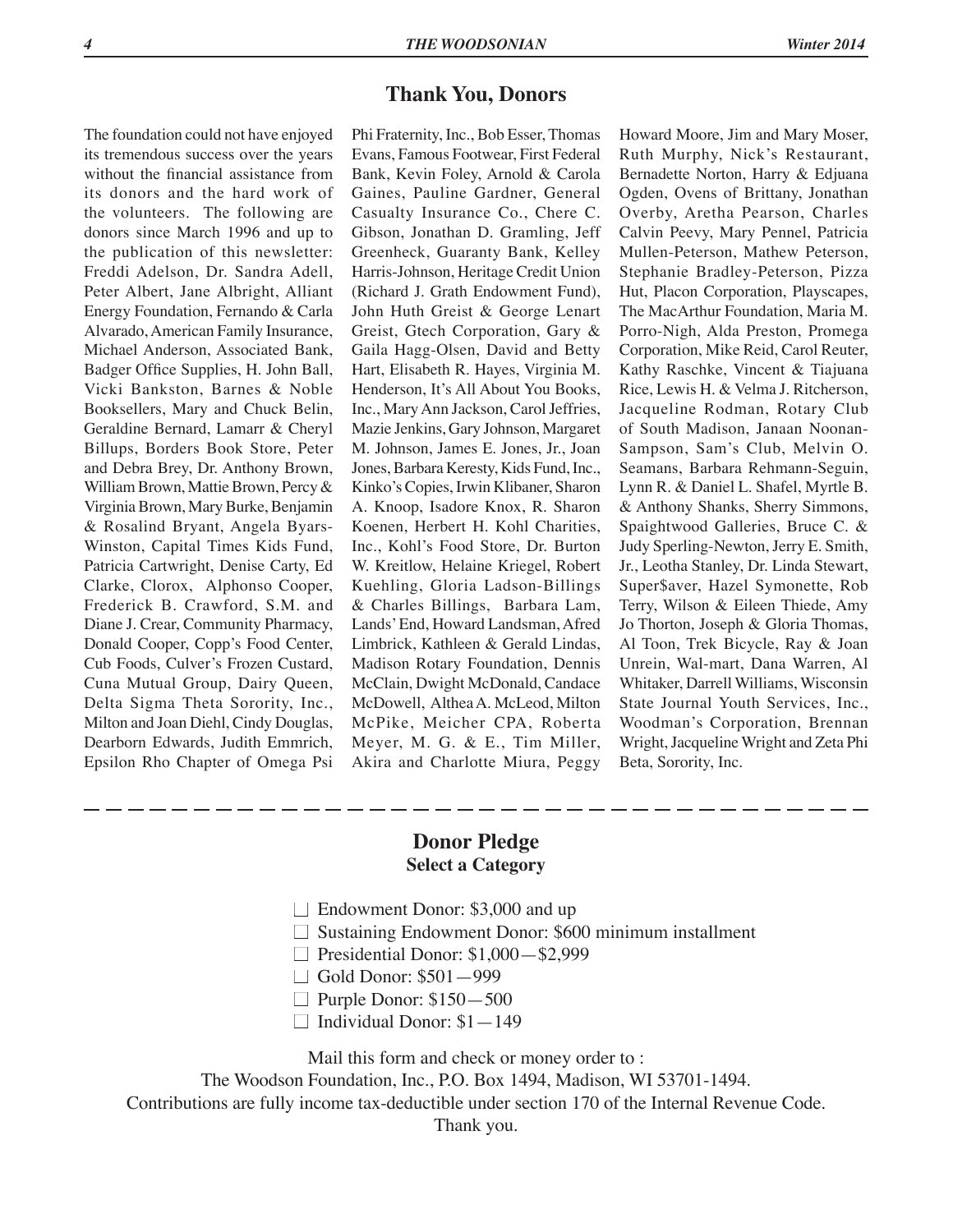## Thank You, Donors

The foundation could not have enjoyed its tremendous success over the years without the financial assistance from its donors and the hard work of the volunteers. The following are donors since March 1996 and up to the publication of this newsletter: Freddi Adelson, Dr. Sandra Adell, Peter Albert, Jane Albright, Alliant Energy Foundation, Fernando & Carla Alvarado, American Family Insurance, Michael Anderson, Associated Bank, Badger Office Supplies, H. John Ball, Vicki Bankston, Barnes & Noble Booksellers, Mary and Chuck Belin, Geraldine Bernard, Lamarr & Cheryl Billups, Borders Book Store, Peter and Debra Brey, Dr. Anthony Brown, William Brown, Mattie Brown, Percy & Virginia Brown, Mary Burke, Benjamin & Rosalind Bryant, Angela Byars-Winston, Capital Times Kids Fund, Patricia Cartwright, Denise Carty, Ed Clarke, Clorox, Alphonso Cooper, Frederick B. Crawford, S.M. and Diane J. Crear, Community Pharmacy, Donald Cooper, Copp's Food Center, Cub Foods, Culver's Frozen Custard, Cuna Mutual Group, Dairy Queen, Delta Sigma Theta Sorority, Inc., Milton and Joan Diehl, Cindy Douglas, Dearborn Edwards, Judith Emmrich, Epsilon Rho Chapter of Omega Psi Phi Fraternity, Inc., Bob Esser, Thomas Evans, Famous Footwear, First Federal Bank, Kevin Foley, Arnold & Carola Gaines, Pauline Gardner, General Casualty Insurance Co., Chere C. Gibson, Jonathan D. Gramling, Jeff Greenheck, Guaranty Bank, Kelley Harris-Johnson, Heritage Credit Union (Richard J. Grath Endowment Fund), John Huth Greist & George Lenart Greist, Gtech Corporation, Gary & Gaila Hagg-Olsen, David and Betty Hart, Elisabeth R. Hayes, Virginia M. Henderson, It's All About You Books, Inc., Mary Ann Jackson, Carol Jeffries, Mazie Jenkins, Gary Johnson, Margaret M. Johnson, James E. Jones, Jr., Joan Jones, Barbara Keresty, Kids Fund, Inc., Kinko's Copies, Irwin Klibaner, Sharon A. Knoop, Isadore Knox, R. Sharon Koenen, Herbert H. Kohl Charities, Inc., Kohl's Food Store, Dr. Burton W. Kreitlow, Helaine Kriegel, Robert Kuehling, Gloria Ladson-Billings & Charles Billings, Barbara Lam, Lands' End, Howard Landsman, Afred Limbrick, Kathleen & Gerald Lindas, Madison Rotary Foundation, Dennis McClain, Dwight McDonald, Candace McDowell, Althea A. McLeod, Milton McPike, Meicher CPA, Roberta Meyer, M. G. & E., Tim Miller, Akira and Charlotte Miura, Peggy Howard Moore, Jim and Mary Moser, Ruth Murphy, Nick's Restaurant, Bernadette Norton, Harry & Edjuana Ogden, Ovens of Brittany, Jonathan Overby, Aretha Pearson, Charles Calvin Peevy, Mary Pennel, Patricia Mullen-Peterson, Mathew Peterson, Stephanie Bradley-Peterson, Pizza Hut, Placon Corporation, Playscapes, The MacArthur Foundation, Maria M. Porro-Nigh, Alda Preston, Promega Corporation, Mike Reid, Carol Reuter, Kathy Raschke, Vincent & Tiajuana Rice, Lewis H. & Velma J. Ritcherson, Jacqueline Rodman, Rotary Club of South Madison, Janaan Noonan-Sampson, Sam's Club, Melvin O. Seamans, Barbara Rehmann-Seguin, Lynn R. & Daniel L. Shafel, Myrtle B. & Anthony Shanks, Sherry Simmons, Spaightwood Galleries, Bruce C. & Judy Sperling-Newton, Jerry E. Smith, Jr., Leotha Stanley, Dr. Linda Stewart, Super$aver, Hazel Symonette, Rob Terry, Wilson & Eileen Thiede, Amy Jo Thorton, Joseph & Gloria Thomas, Al Toon, Trek Bicycle, Ray & Joan Unrein, Wal-mart, Dana Warren, Al Whitaker, Darrell Williams, Wisconsin State Journal Youth Services, Inc., Woodman's Corporation, Brennan Wright, Jacqueline Wright and Zeta Phi Beta, Sorority, Inc.

---

## Donor Pledge
### Select a Category

- ☐ Endowment Donor: $3,000 and up
- ☐ Sustaining Endowment Donor: $600 minimum installment
- ☐ Presidential Donor: $1,000—$2,999
- ☐ Gold Donor: $501—999
- ☐ Purple Donor: $150—500
- ☐ Individual Donor: $1—149

Mail this form and check or money order to :
The Woodson Foundation, Inc., P.O. Box 1494, Madison, WI 53701-1494.
Contributions are fully income tax-deductible under section 170 of the Internal Revenue Code.
Thank you.